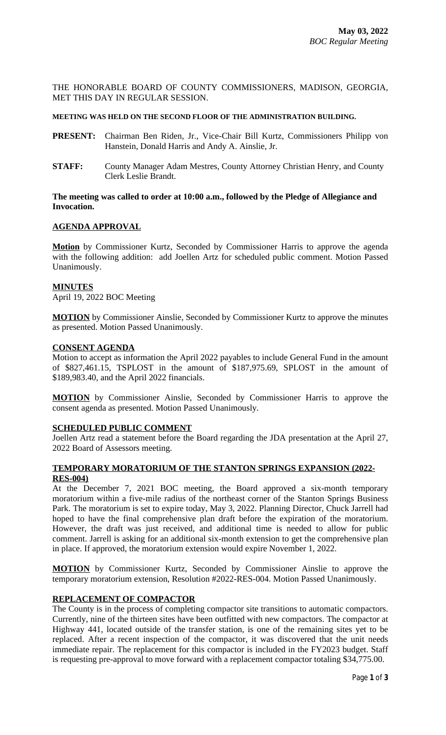**May 03, 2022**
*BOC Regular Meeting*

THE HONORABLE BOARD OF COUNTY COMMISSIONERS, MADISON, GEORGIA, MET THIS DAY IN REGULAR SESSION.

**MEETING WAS HELD ON THE SECOND FLOOR OF THE ADMINISTRATION BUILDING.**

**PRESENT:** Chairman Ben Riden, Jr., Vice-Chair Bill Kurtz, Commissioners Philipp von Hanstein, Donald Harris and Andy A. Ainslie, Jr.

**STAFF:** County Manager Adam Mestres, County Attorney Christian Henry, and County Clerk Leslie Brandt.

**The meeting was called to order at 10:00 a.m., followed by the Pledge of Allegiance and Invocation.**

**AGENDA APPROVAL**

**Motion** by Commissioner Kurtz, Seconded by Commissioner Harris to approve the agenda with the following addition: add Joellen Artz for scheduled public comment. Motion Passed Unanimously.

**MINUTES**

April 19, 2022 BOC Meeting

**MOTION** by Commissioner Ainslie, Seconded by Commissioner Kurtz to approve the minutes as presented. Motion Passed Unanimously.

**CONSENT AGENDA**

Motion to accept as information the April 2022 payables to include General Fund in the amount of $827,461.15, TSPLOST in the amount of $187,975.69, SPLOST in the amount of $189,983.40, and the April 2022 financials.

**MOTION** by Commissioner Ainslie, Seconded by Commissioner Harris to approve the consent agenda as presented. Motion Passed Unanimously.

**SCHEDULED PUBLIC COMMENT**

Joellen Artz read a statement before the Board regarding the JDA presentation at the April 27, 2022 Board of Assessors meeting.

**TEMPORARY MORATORIUM OF THE STANTON SPRINGS EXPANSION (2022-RES-004)**

At the December 7, 2021 BOC meeting, the Board approved a six-month temporary moratorium within a five-mile radius of the northeast corner of the Stanton Springs Business Park. The moratorium is set to expire today, May 3, 2022. Planning Director, Chuck Jarrell had hoped to have the final comprehensive plan draft before the expiration of the moratorium. However, the draft was just received, and additional time is needed to allow for public comment. Jarrell is asking for an additional six-month extension to get the comprehensive plan in place. If approved, the moratorium extension would expire November 1, 2022.

**MOTION** by Commissioner Kurtz, Seconded by Commissioner Ainslie to approve the temporary moratorium extension, Resolution #2022-RES-004. Motion Passed Unanimously.

**REPLACEMENT OF COMPACTOR**

The County is in the process of completing compactor site transitions to automatic compactors. Currently, nine of the thirteen sites have been outfitted with new compactors. The compactor at Highway 441, located outside of the transfer station, is one of the remaining sites yet to be replaced. After a recent inspection of the compactor, it was discovered that the unit needs immediate repair. The replacement for this compactor is included in the FY2023 budget. Staff is requesting pre-approval to move forward with a replacement compactor totaling $34,775.00.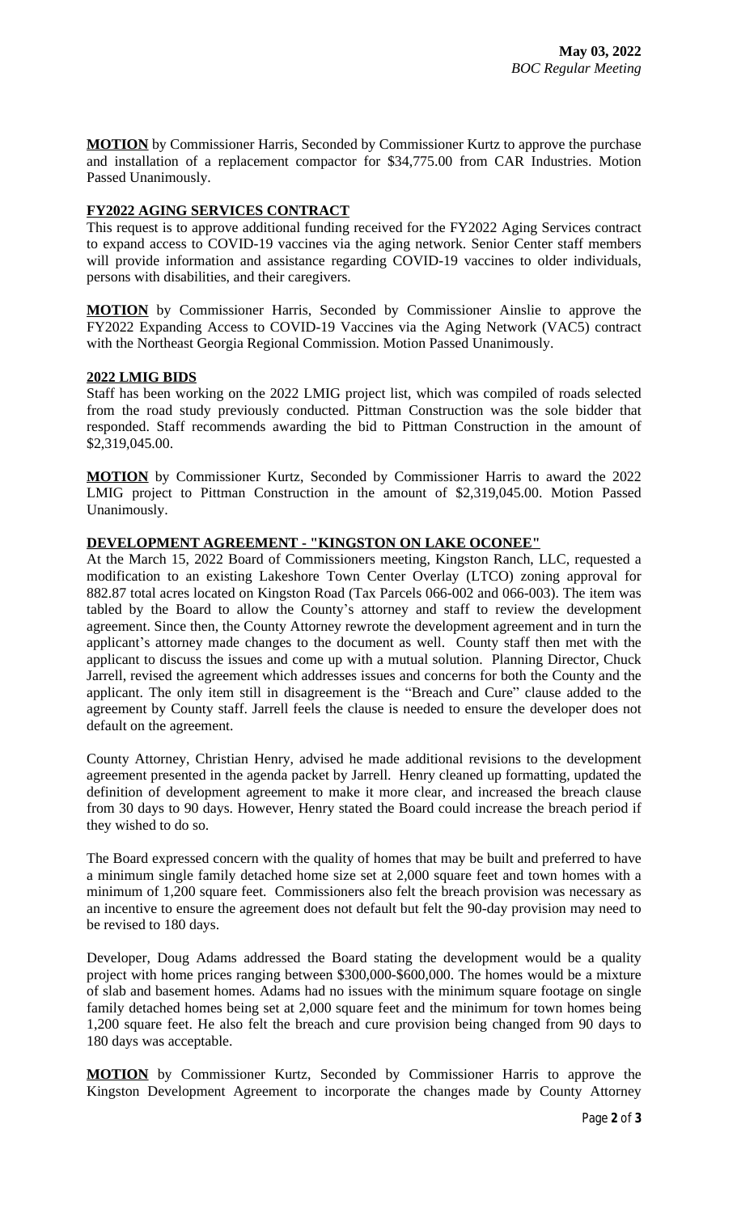**MOTION** by Commissioner Harris, Seconded by Commissioner Kurtz to approve the purchase and installation of a replacement compactor for $34,775.00 from CAR Industries. Motion Passed Unanimously.

**FY2022 AGING SERVICES CONTRACT**

This request is to approve additional funding received for the FY2022 Aging Services contract to expand access to COVID-19 vaccines via the aging network. Senior Center staff members will provide information and assistance regarding COVID-19 vaccines to older individuals, persons with disabilities, and their caregivers.

**MOTION** by Commissioner Harris, Seconded by Commissioner Ainslie to approve the FY2022 Expanding Access to COVID-19 Vaccines via the Aging Network (VAC5) contract with the Northeast Georgia Regional Commission. Motion Passed Unanimously.

**2022 LMIG BIDS**

Staff has been working on the 2022 LMIG project list, which was compiled of roads selected from the road study previously conducted. Pittman Construction was the sole bidder that responded. Staff recommends awarding the bid to Pittman Construction in the amount of $2,319,045.00.

**MOTION** by Commissioner Kurtz, Seconded by Commissioner Harris to award the 2022 LMIG project to Pittman Construction in the amount of $2,319,045.00. Motion Passed Unanimously.

**DEVELOPMENT AGREEMENT - "KINGSTON ON LAKE OCONEE"**

At the March 15, 2022 Board of Commissioners meeting, Kingston Ranch, LLC, requested a modification to an existing Lakeshore Town Center Overlay (LTCO) zoning approval for 882.87 total acres located on Kingston Road (Tax Parcels 066-002 and 066-003). The item was tabled by the Board to allow the County's attorney and staff to review the development agreement. Since then, the County Attorney rewrote the development agreement and in turn the applicant's attorney made changes to the document as well. County staff then met with the applicant to discuss the issues and come up with a mutual solution. Planning Director, Chuck Jarrell, revised the agreement which addresses issues and concerns for both the County and the applicant. The only item still in disagreement is the "Breach and Cure" clause added to the agreement by County staff. Jarrell feels the clause is needed to ensure the developer does not default on the agreement.

County Attorney, Christian Henry, advised he made additional revisions to the development agreement presented in the agenda packet by Jarrell. Henry cleaned up formatting, updated the definition of development agreement to make it more clear, and increased the breach clause from 30 days to 90 days. However, Henry stated the Board could increase the breach period if they wished to do so.

The Board expressed concern with the quality of homes that may be built and preferred to have a minimum single family detached home size set at 2,000 square feet and town homes with a minimum of 1,200 square feet. Commissioners also felt the breach provision was necessary as an incentive to ensure the agreement does not default but felt the 90-day provision may need to be revised to 180 days.

Developer, Doug Adams addressed the Board stating the development would be a quality project with home prices ranging between $300,000-$600,000. The homes would be a mixture of slab and basement homes. Adams had no issues with the minimum square footage on single family detached homes being set at 2,000 square feet and the minimum for town homes being 1,200 square feet. He also felt the breach and cure provision being changed from 90 days to 180 days was acceptable.

**MOTION** by Commissioner Kurtz, Seconded by Commissioner Harris to approve the Kingston Development Agreement to incorporate the changes made by County Attorney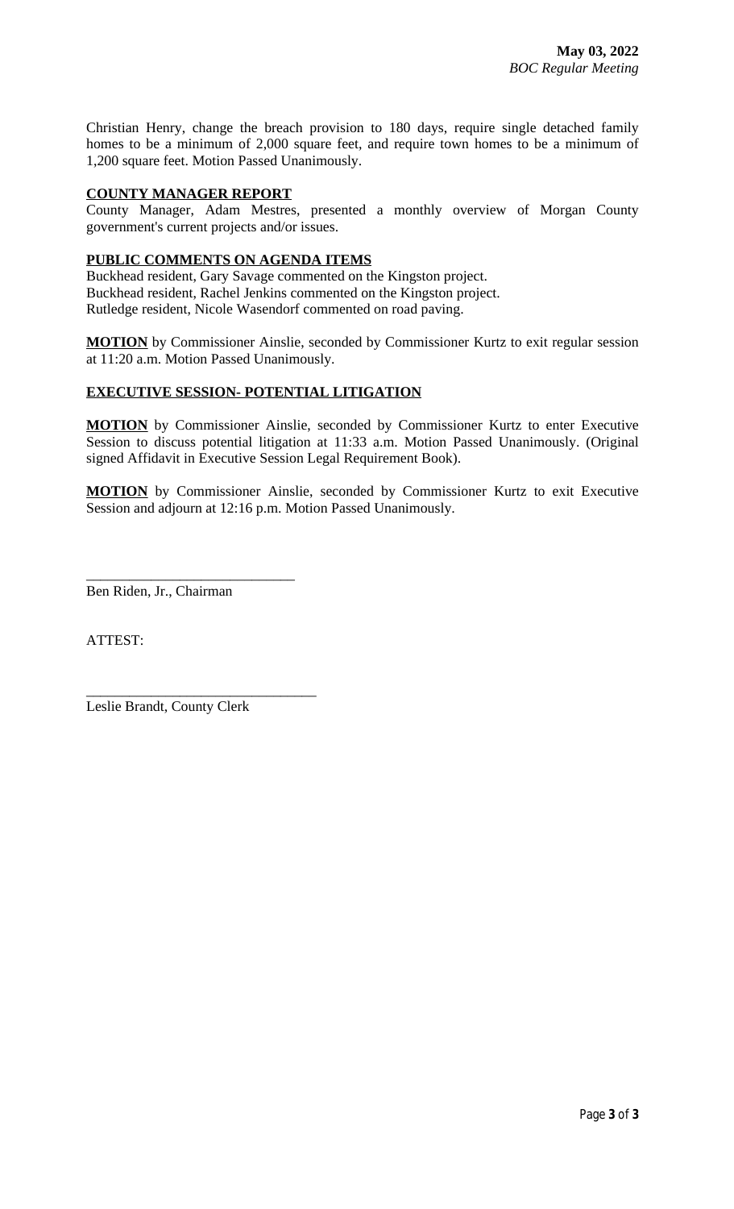Christian Henry, change the breach provision to 180 days, require single detached family homes to be a minimum of 2,000 square feet, and require town homes to be a minimum of 1,200 square feet. Motion Passed Unanimously.

**COUNTY MANAGER REPORT**

County Manager, Adam Mestres, presented a monthly overview of Morgan County government's current projects and/or issues.

**PUBLIC COMMENTS ON AGENDA ITEMS**

Buckhead resident, Gary Savage commented on the Kingston project.
Buckhead resident, Rachel Jenkins commented on the Kingston project.
Rutledge resident, Nicole Wasendorf commented on road paving.

**MOTION** by Commissioner Ainslie, seconded by Commissioner Kurtz to exit regular session at 11:20 a.m. Motion Passed Unanimously.

**EXECUTIVE SESSION- POTENTIAL LITIGATION**

**MOTION** by Commissioner Ainslie, seconded by Commissioner Kurtz to enter Executive Session to discuss potential litigation at 11:33 a.m. Motion Passed Unanimously. (Original signed Affidavit in Executive Session Legal Requirement Book).

**MOTION** by Commissioner Ainslie, seconded by Commissioner Kurtz to exit Executive Session and adjourn at 12:16 p.m. Motion Passed Unanimously.

_____________________________
Ben Riden, Jr., Chairman

ATTEST:

________________________________
Leslie Brandt, County Clerk